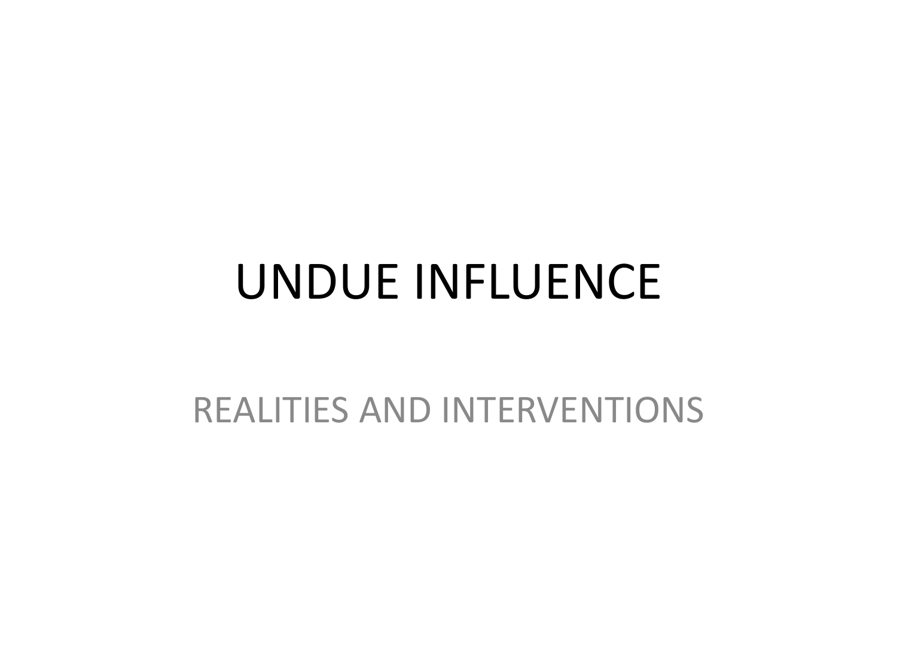# UNDUE INFLUENCE

REALITIES AND INTERVENTIONS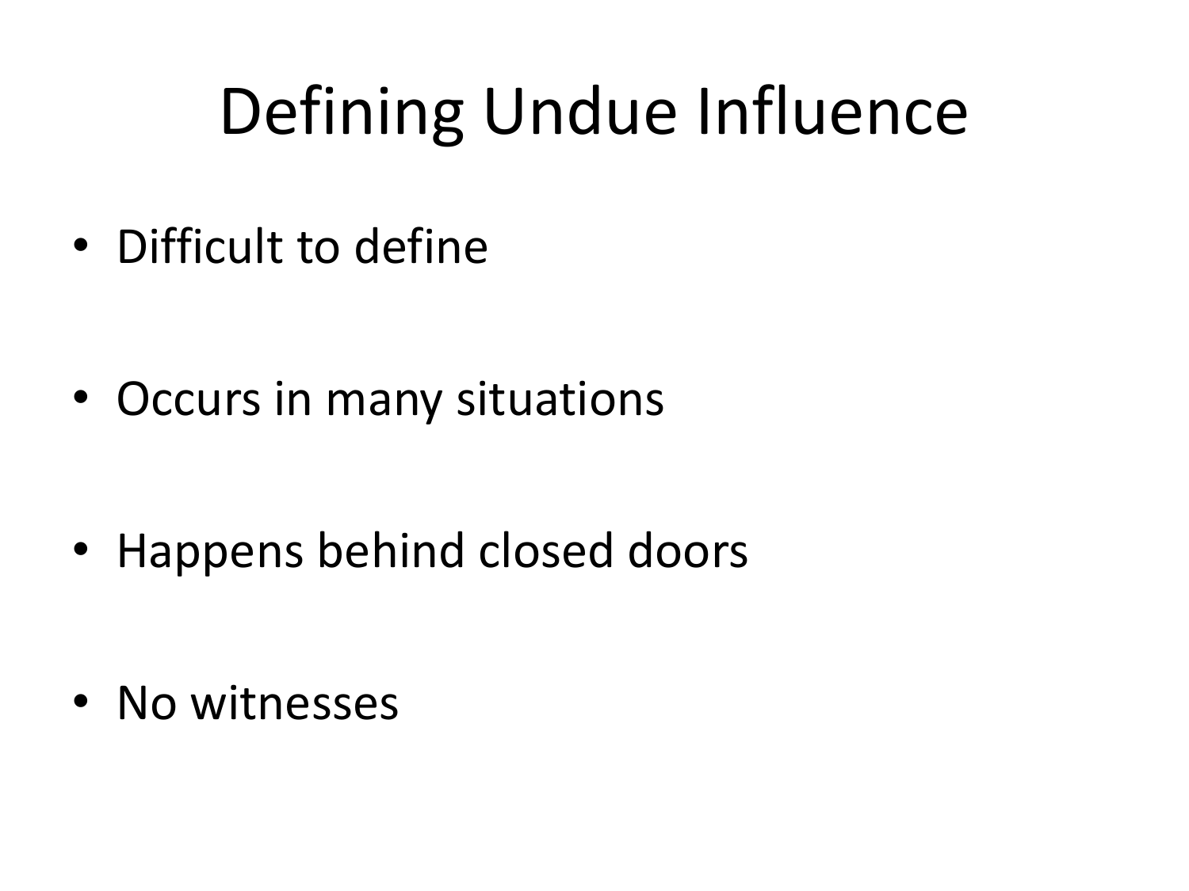# Defining Undue Influence

- Difficult to define
- Occurs in many situations
- Happens behind closed doors
- No witnesses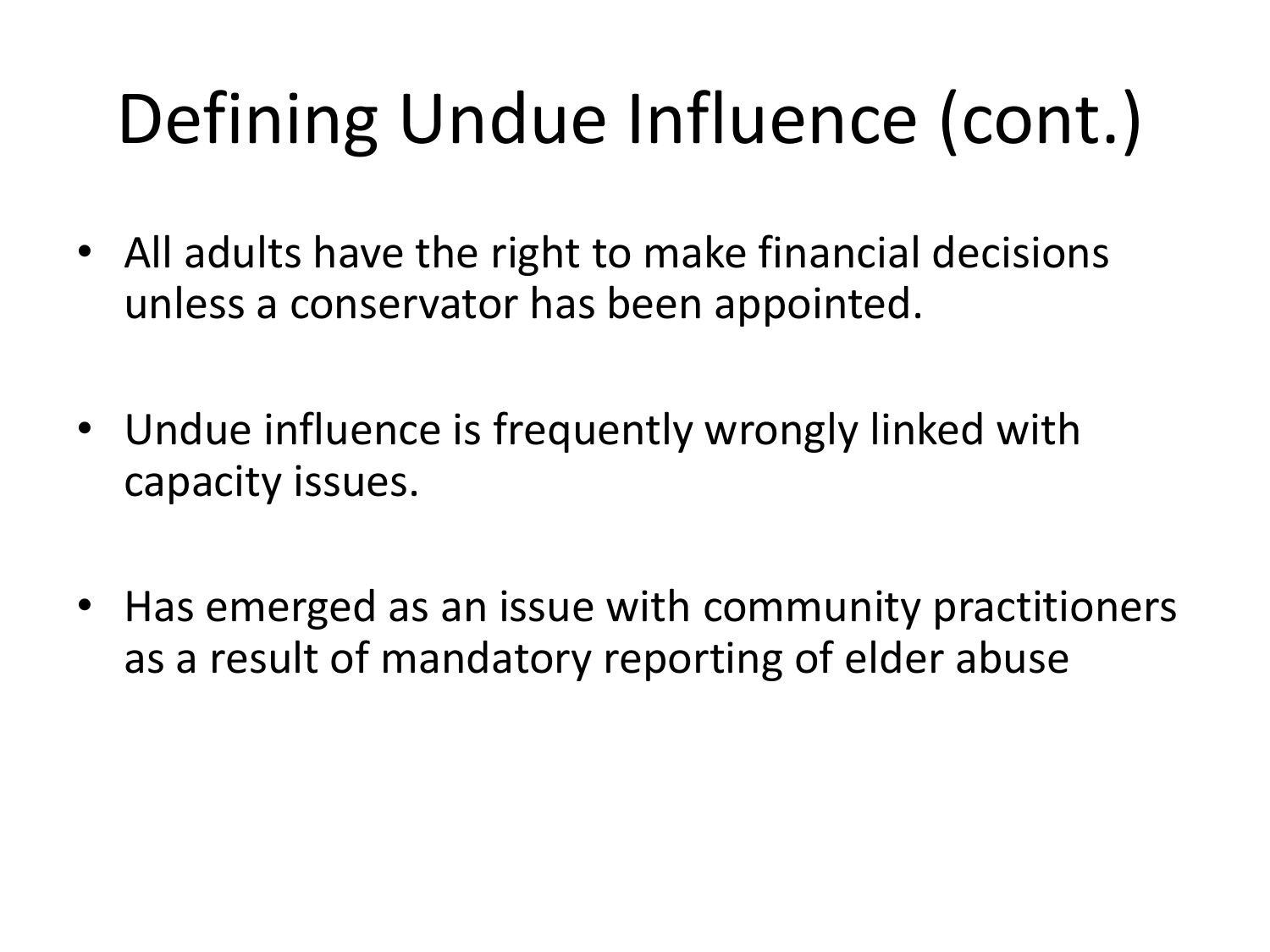# Defining Undue Influence (cont.)

- All adults have the right to make financial decisions unless a conservator has been appointed.
- Undue influence is frequently wrongly linked with capacity issues.
- Has emerged as an issue with community practitioners as a result of mandatory reporting of elder abuse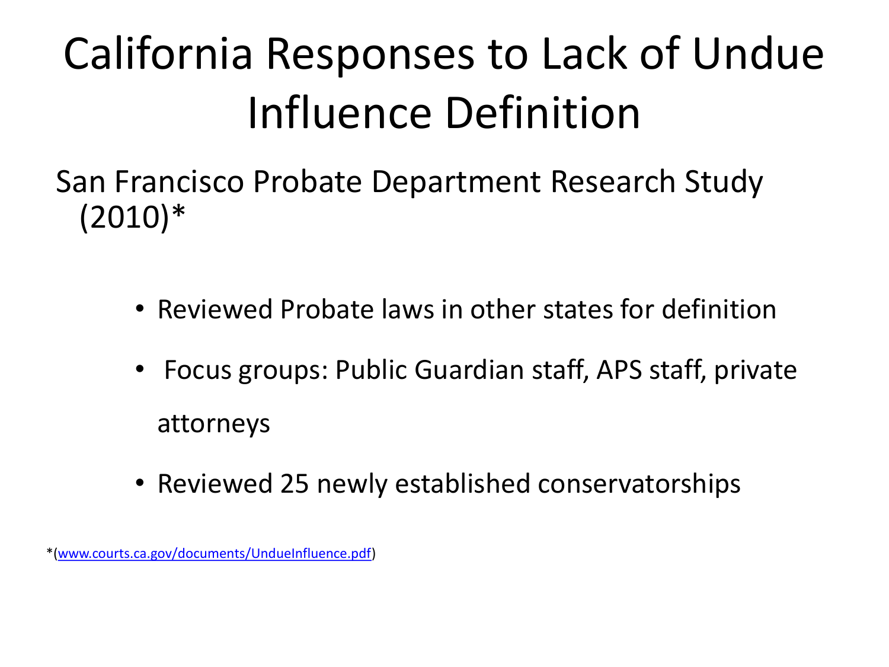# California Responses to Lack of Undue Influence Definition

San Francisco Probate Department Research Study (2010)*

- Reviewed Probate laws in other states for definition
- Focus groups: Public Guardian staff, APS staff, private attorneys
- Reviewed 25 newly established conservatorships

*([www.courts.ca.gov/documents/UndueInfluence.pdf](www.courts.ca.gov/documents/UndueInfluence.pdf))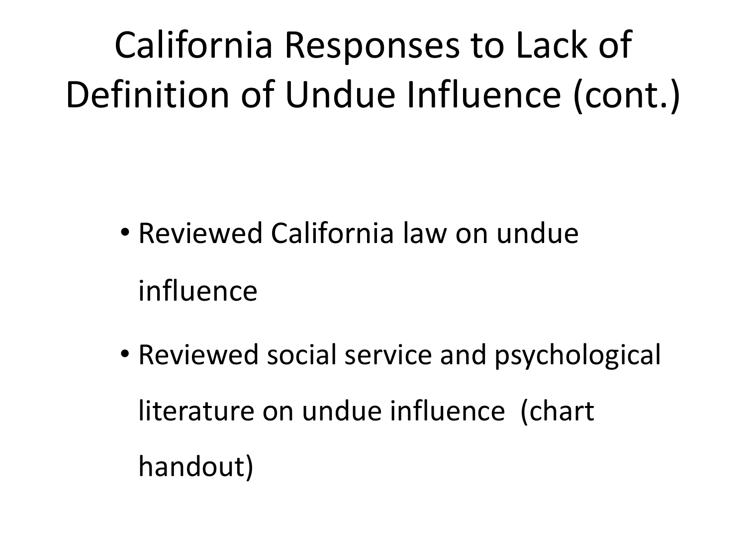# California Responses to Lack of Definition of Undue Influence (cont.)

- Reviewed California law on undue influence
- Reviewed social service and psychological literature on undue influence (chart handout)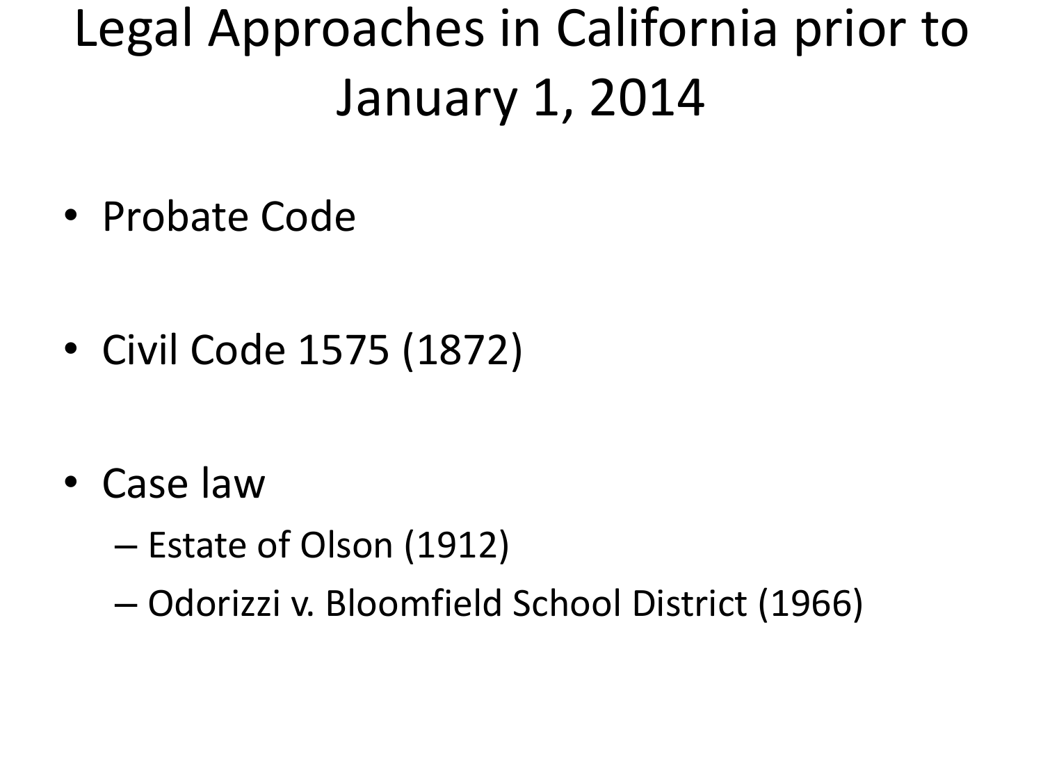# Legal Approaches in California prior to January 1, 2014

- Probate Code
- Civil Code 1575 (1872)
- Case law
  - Estate of Olson (1912)
  - Odorizzi v. Bloomfield School District (1966)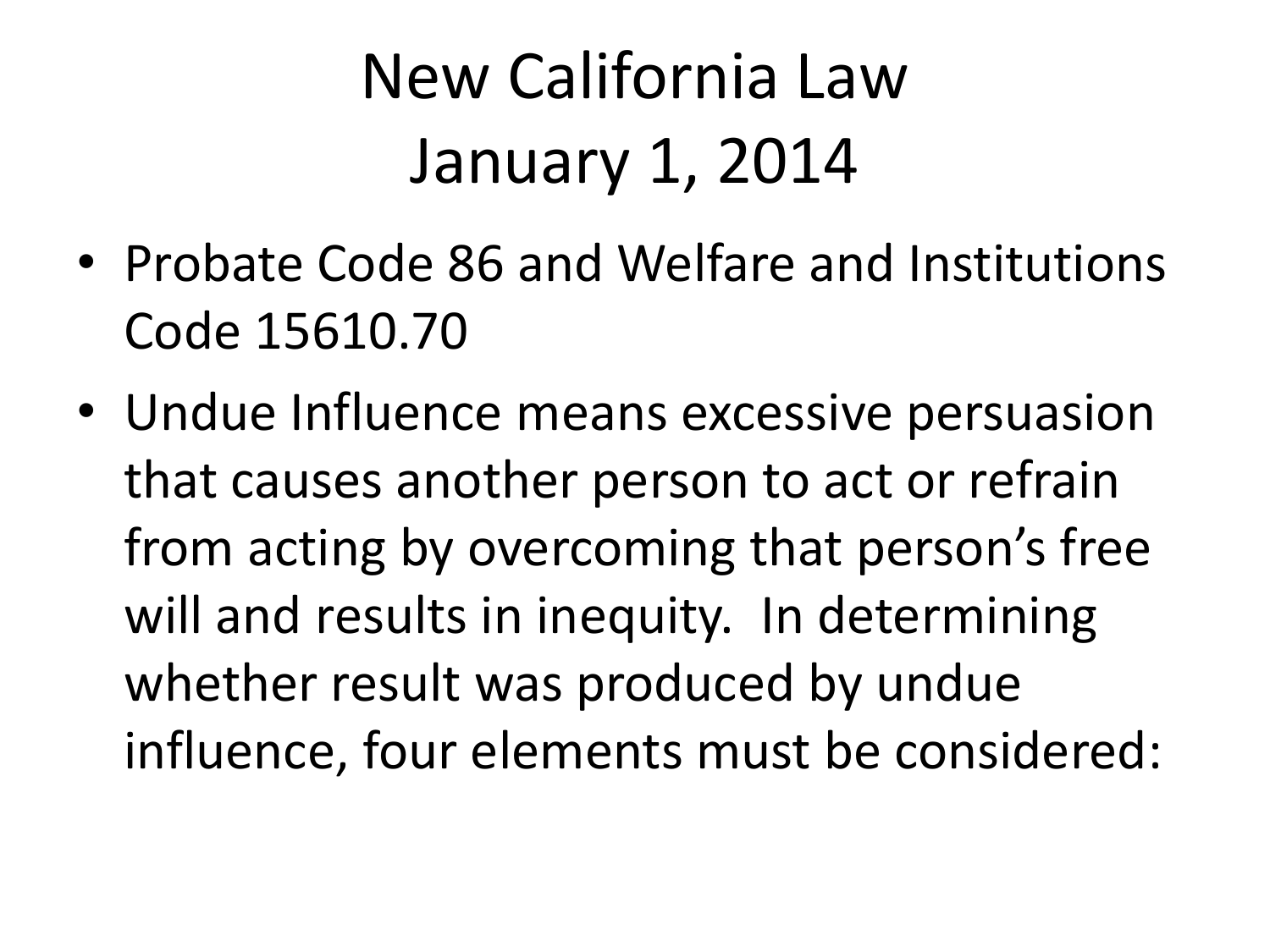# New California Law January 1, 2014

- Probate Code 86 and Welfare and Institutions Code 15610.70
- Undue Influence means excessive persuasion that causes another person to act or refrain from acting by overcoming that person's free will and results in inequity. In determining whether result was produced by undue influence, four elements must be considered: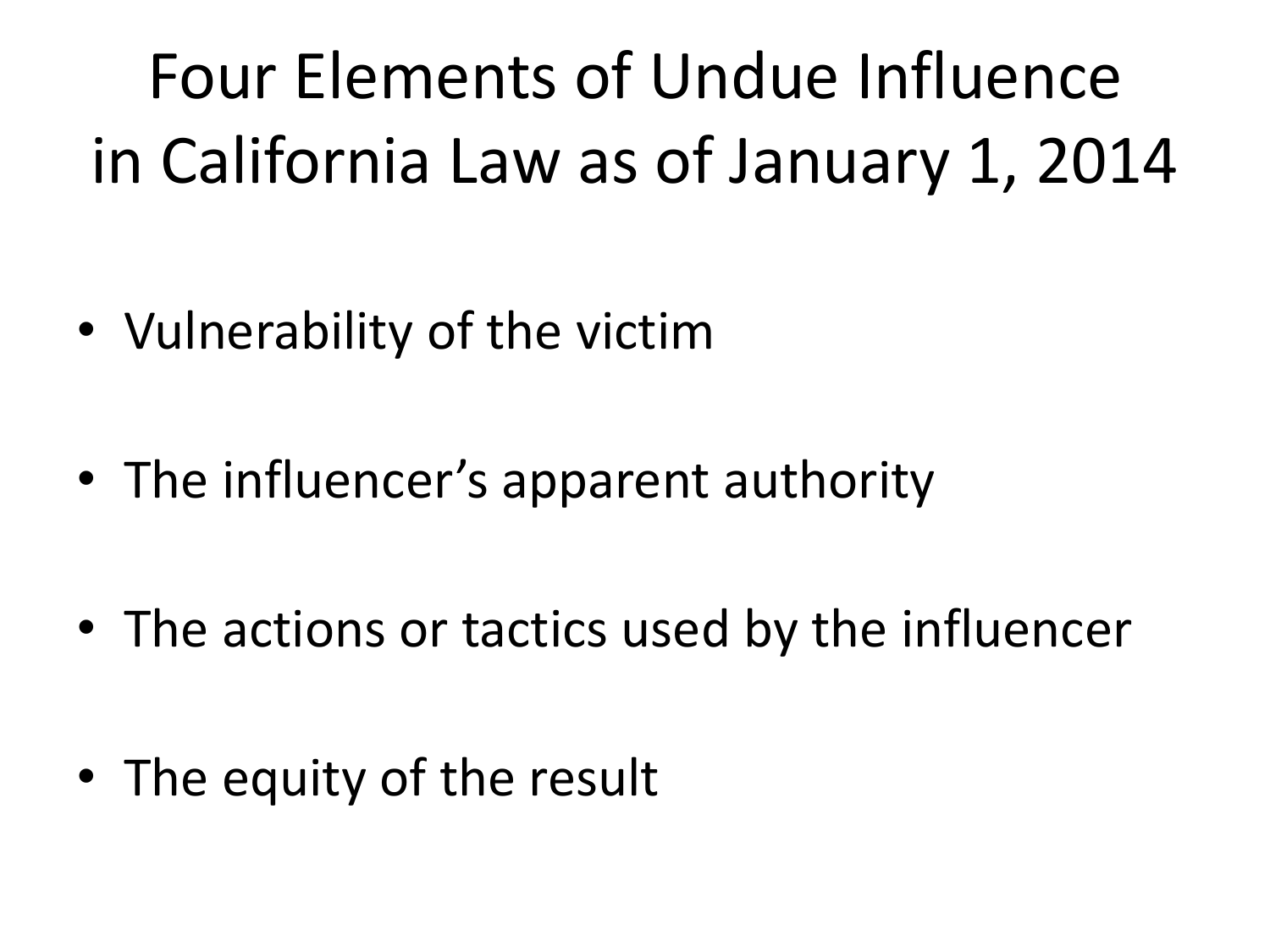# Four Elements of Undue Influence in California Law as of January 1, 2014

- Vulnerability of the victim
- The influencer's apparent authority
- The actions or tactics used by the influencer
- The equity of the result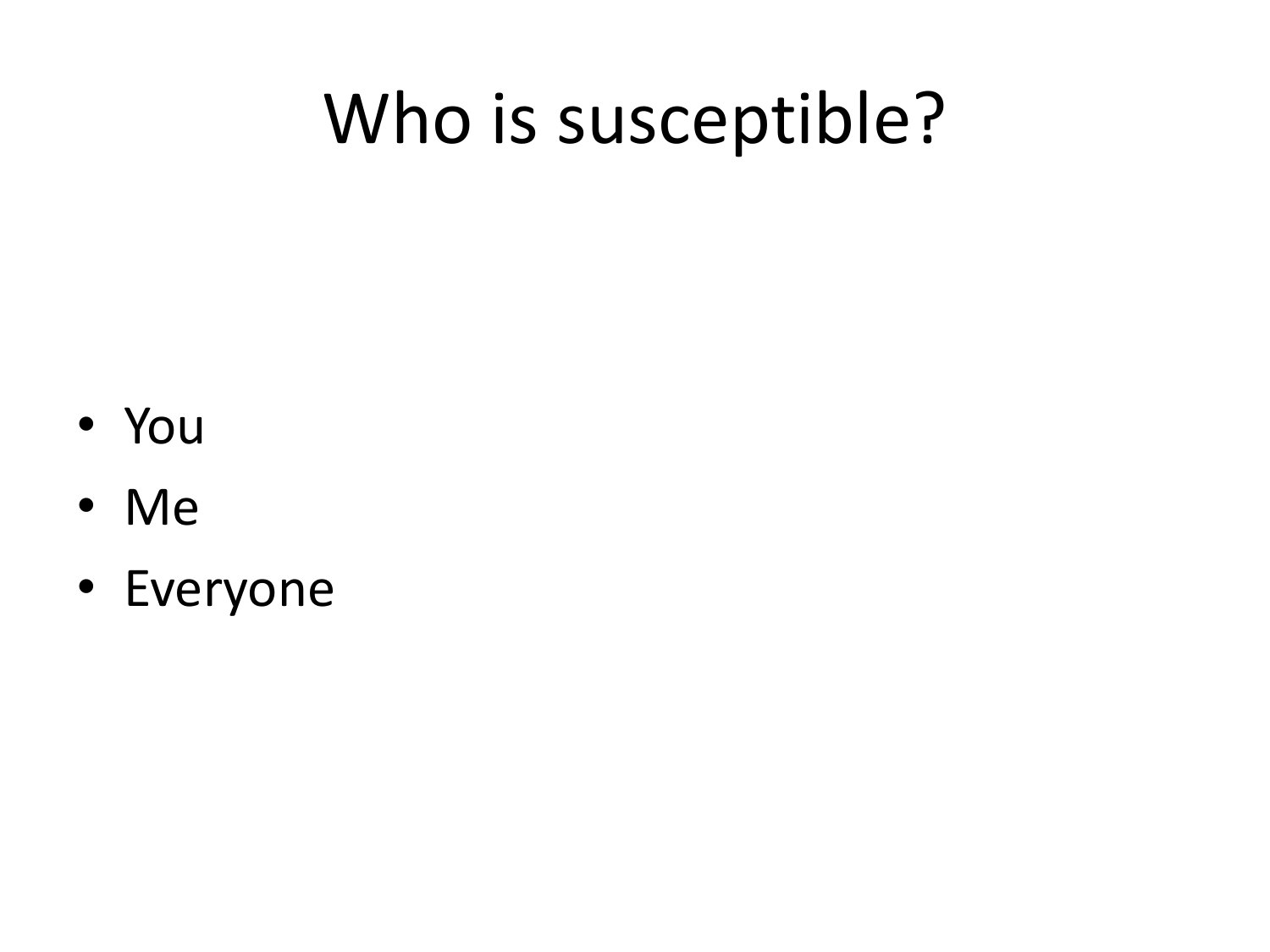# Who is susceptible?

- You
- Me
- Everyone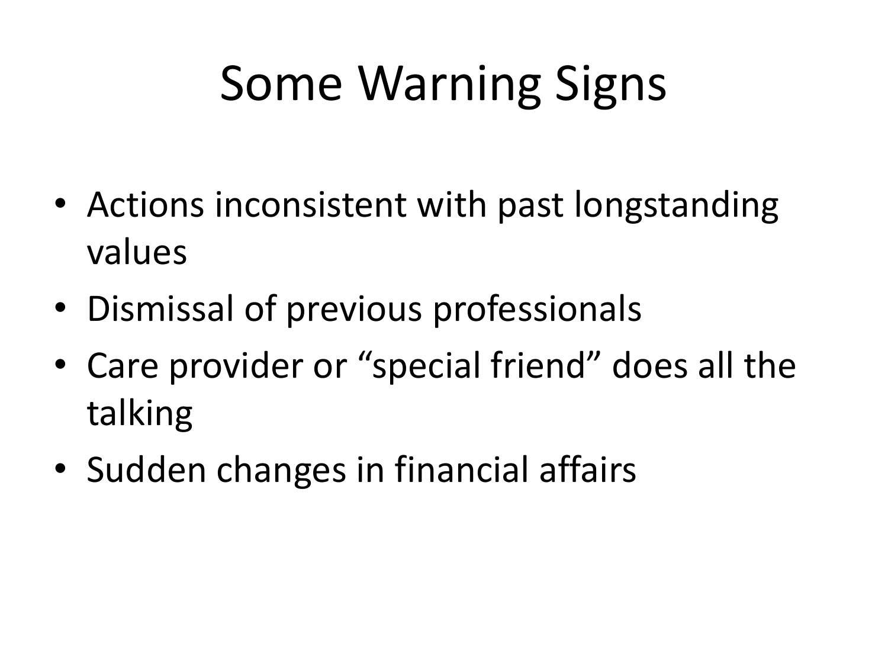# Some Warning Signs

- Actions inconsistent with past longstanding values
- Dismissal of previous professionals
- Care provider or “special friend” does all the talking
- Sudden changes in financial affairs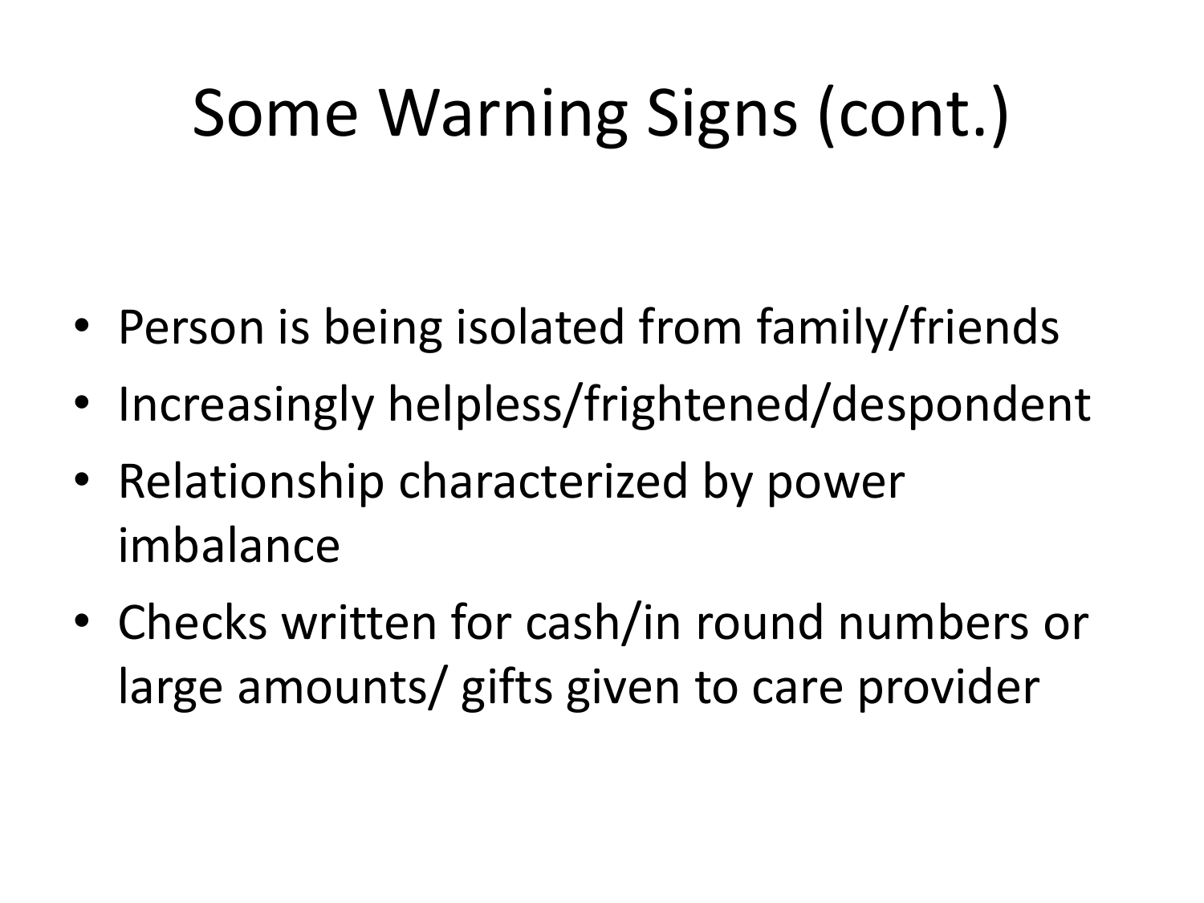# Some Warning Signs (cont.)

- Person is being isolated from family/friends
- Increasingly helpless/frightened/despondent
- Relationship characterized by power imbalance
- Checks written for cash/in round numbers or large amounts/ gifts given to care provider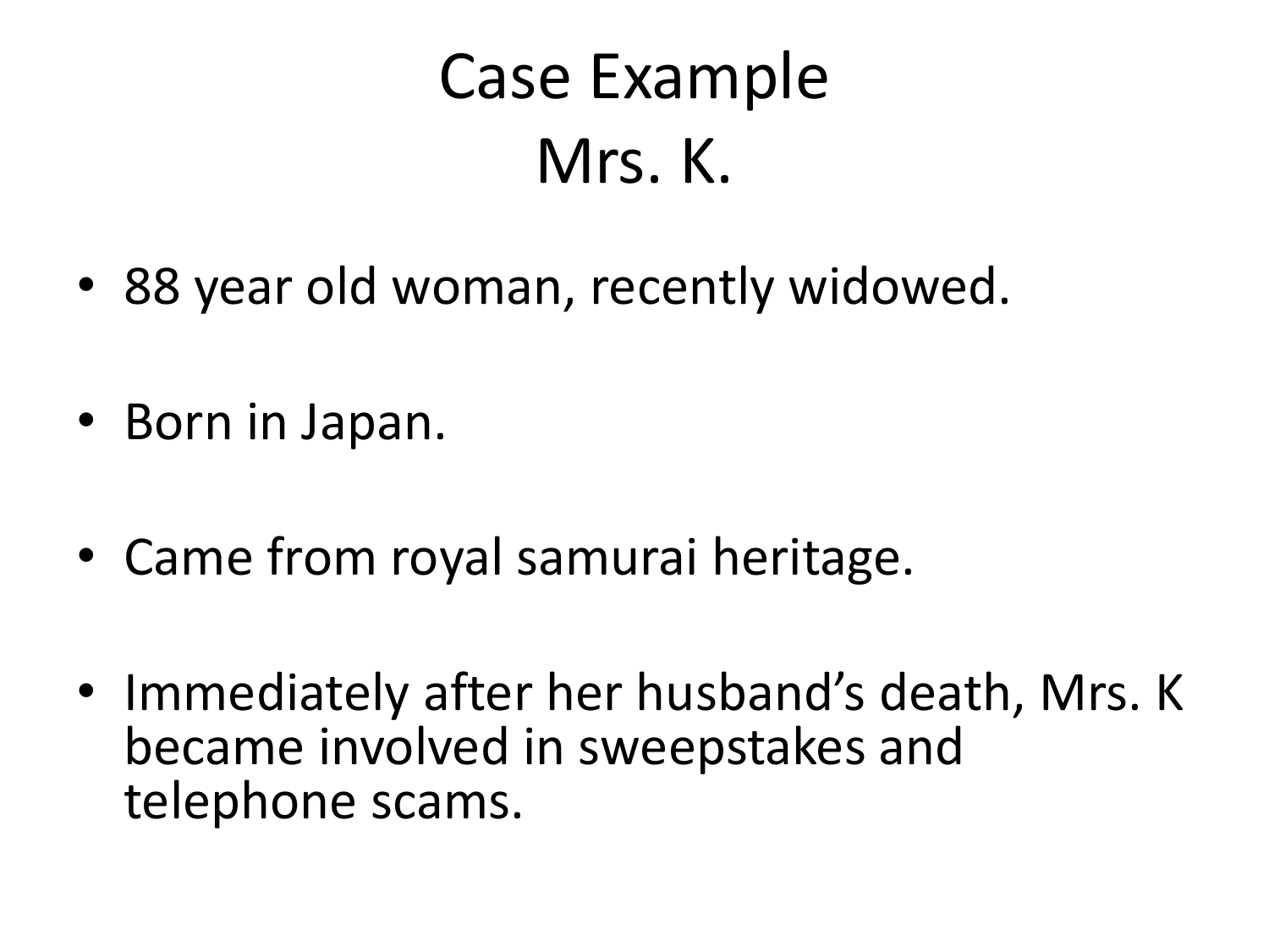# Case Example
# Mrs. K.

- 88 year old woman, recently widowed.
- Born in Japan.
- Came from royal samurai heritage.
- Immediately after her husband's death, Mrs. K became involved in sweepstakes and telephone scams.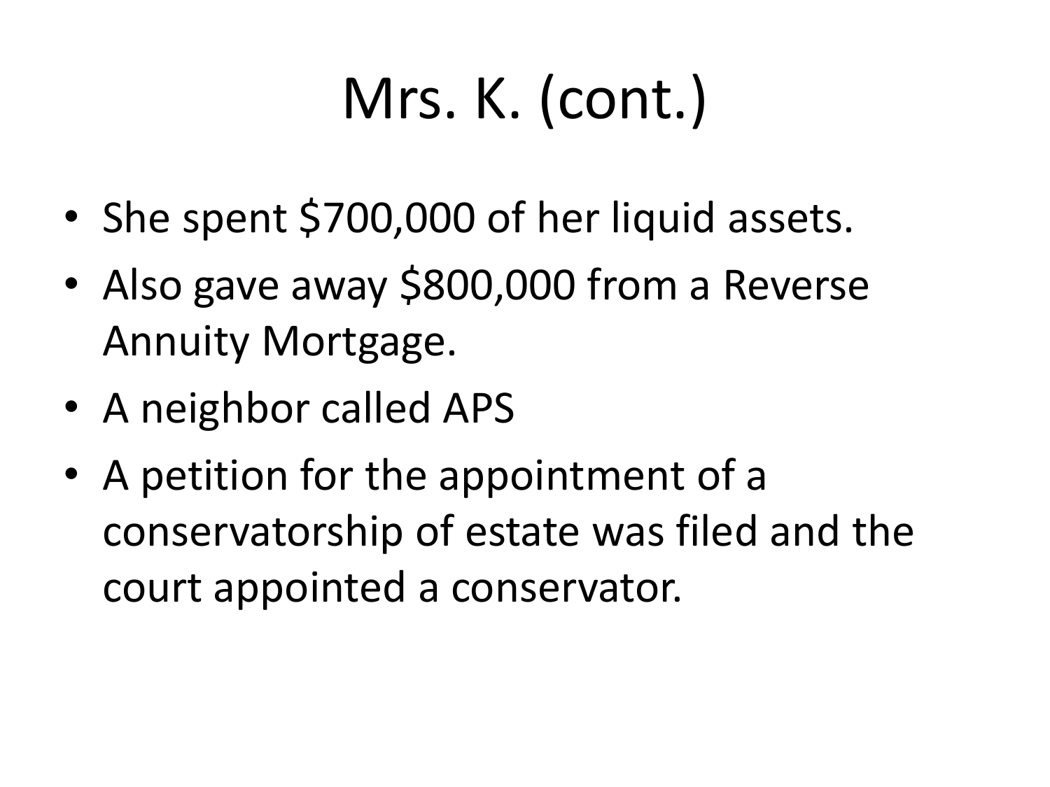# Mrs. K. (cont.)

- She spent $700,000 of her liquid assets.
- Also gave away $800,000 from a Reverse Annuity Mortgage.
- A neighbor called APS
- A petition for the appointment of a conservatorship of estate was filed and the court appointed a conservator.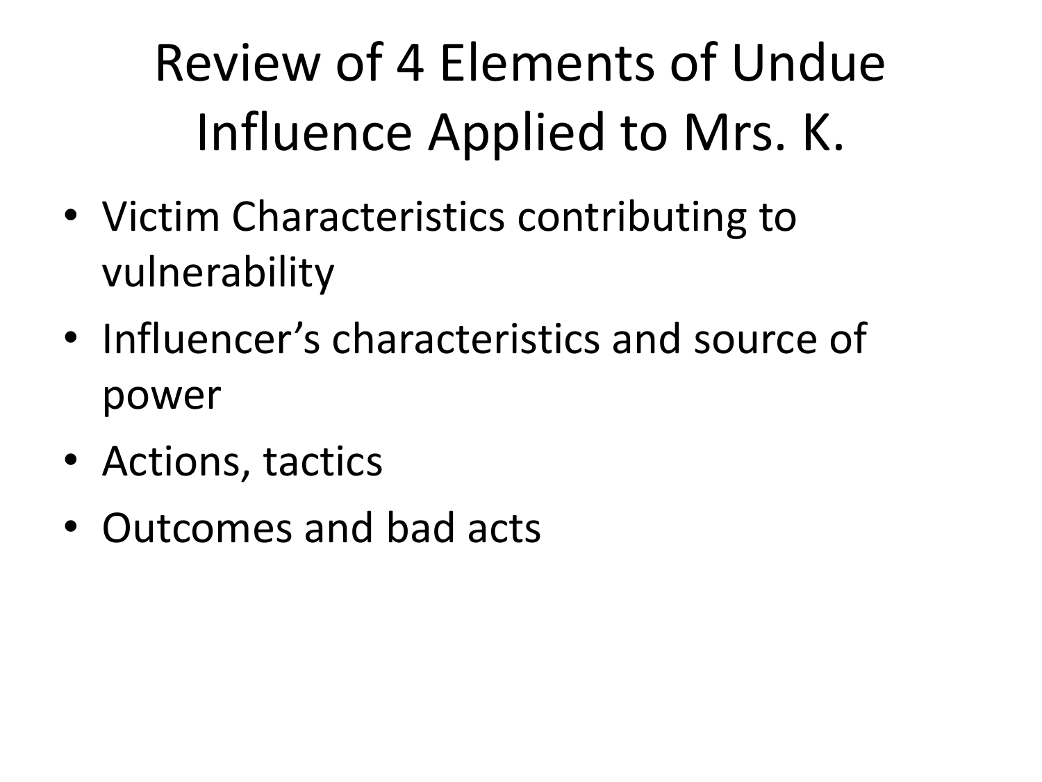# Review of 4 Elements of Undue Influence Applied to Mrs. K.

- Victim Characteristics contributing to vulnerability
- Influencer's characteristics and source of power
- Actions, tactics
- Outcomes and bad acts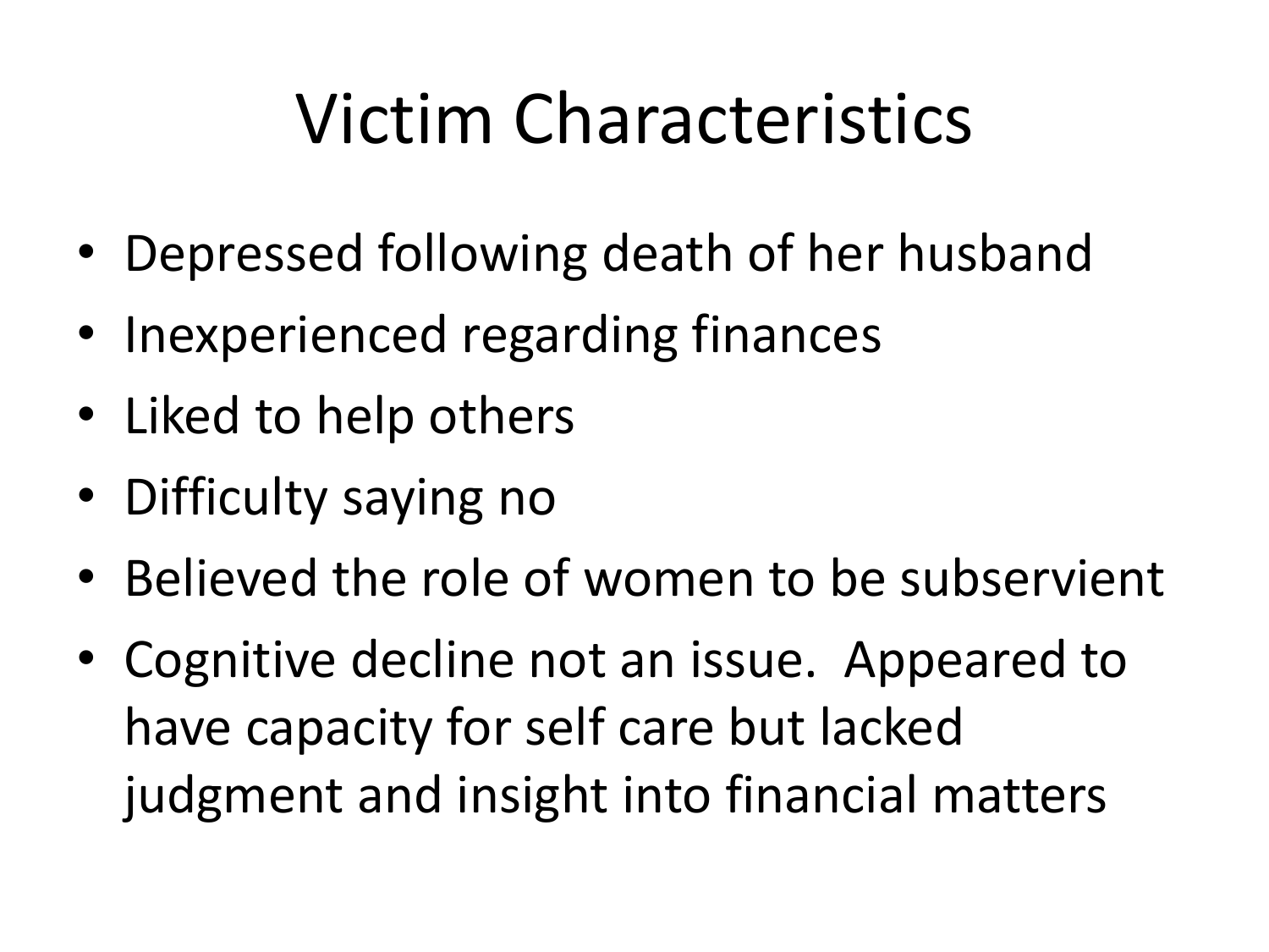# Victim Characteristics

- Depressed following death of her husband
- Inexperienced regarding finances
- Liked to help others
- Difficulty saying no
- Believed the role of women to be subservient
- Cognitive decline not an issue. Appeared to have capacity for self care but lacked judgment and insight into financial matters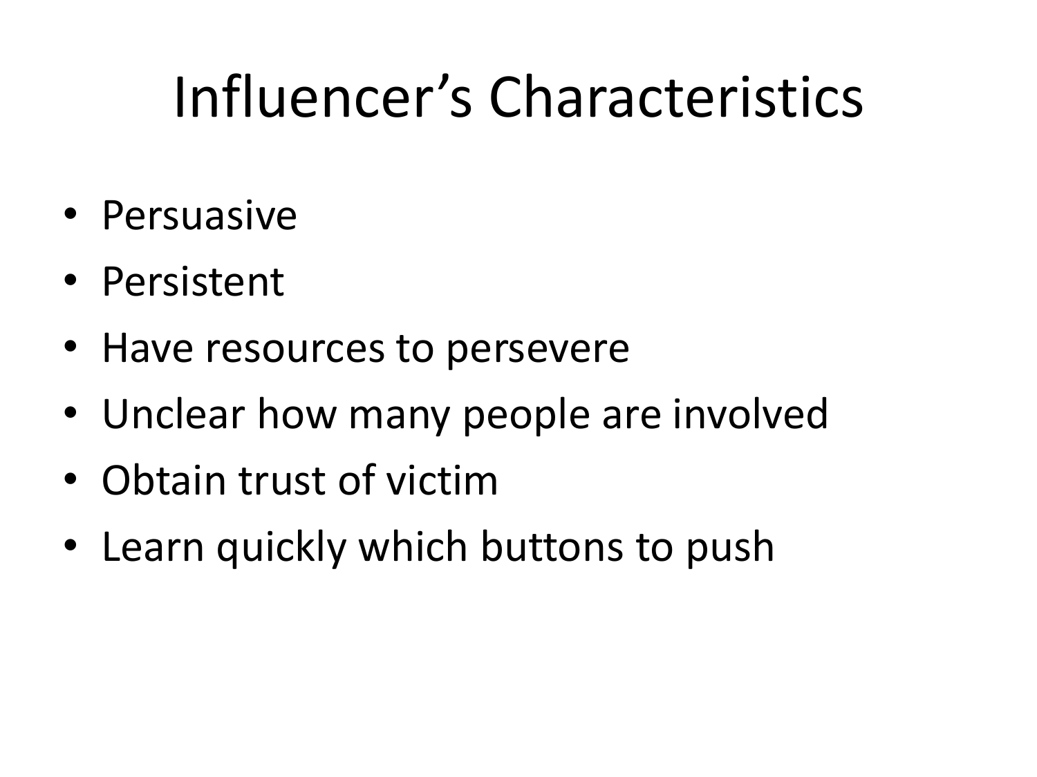# Influencer’s Characteristics

- Persuasive
- Persistent
- Have resources to persevere
- Unclear how many people are involved
- Obtain trust of victim
- Learn quickly which buttons to push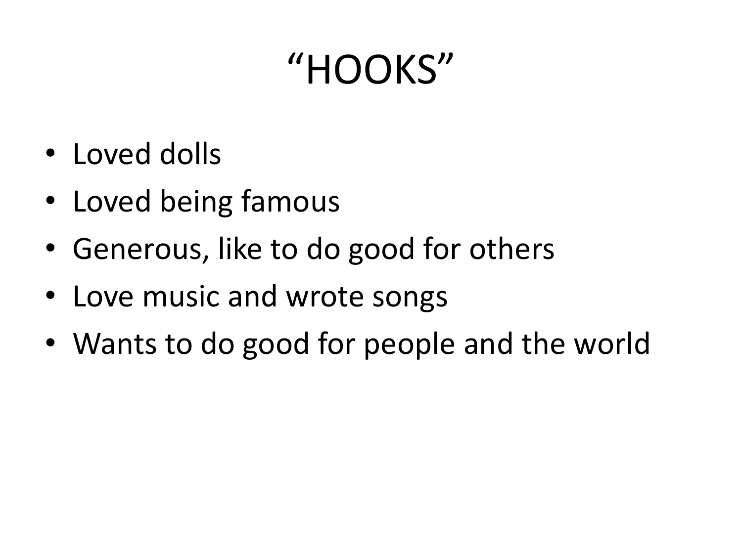# “HOOKS”

- Loved dolls
- Loved being famous
- Generous, like to do good for others
- Love music and wrote songs
- Wants to do good for people and the world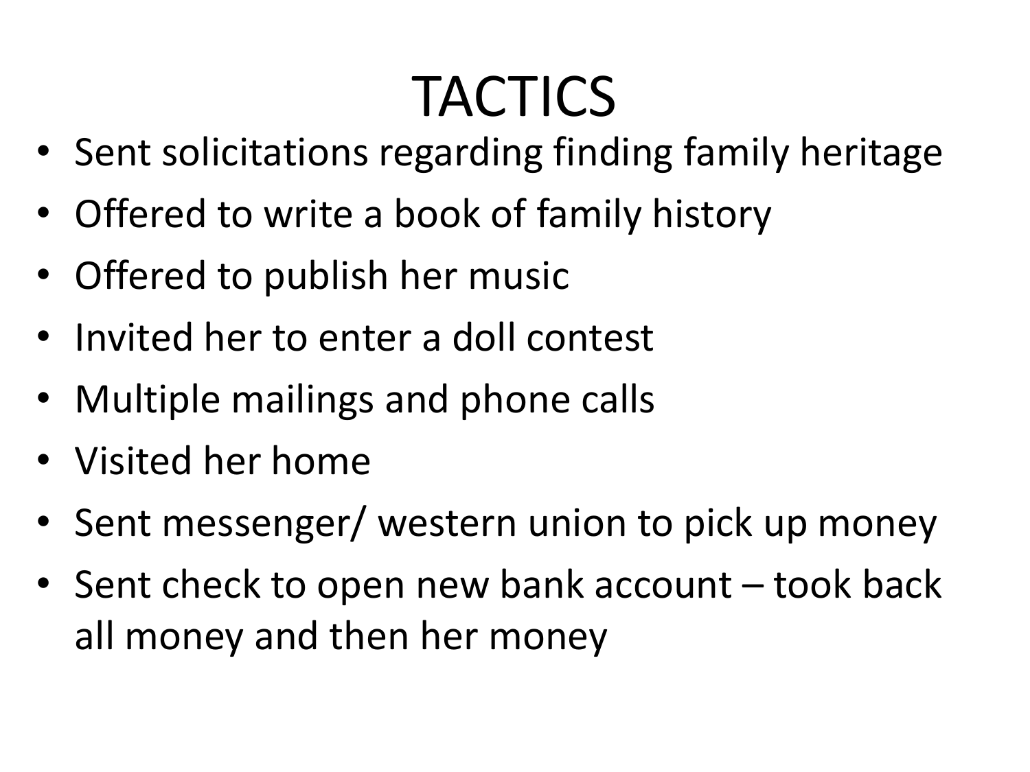# TACTICS

- Sent solicitations regarding finding family heritage
- Offered to write a book of family history
- Offered to publish her music
- Invited her to enter a doll contest
- Multiple mailings and phone calls
- Visited her home
- Sent messenger/ western union to pick up money
- Sent check to open new bank account – took back all money and then her money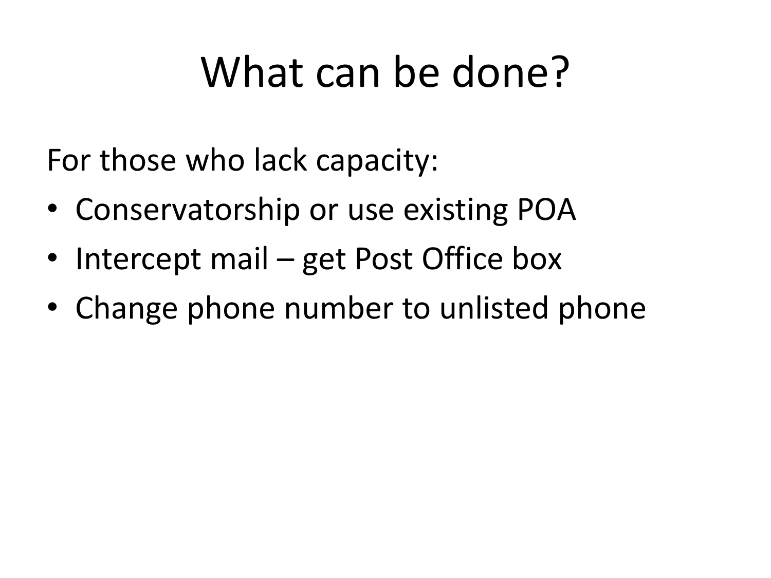# What can be done?

For those who lack capacity:

- Conservatorship or use existing POA
- Intercept mail – get Post Office box
- Change phone number to unlisted phone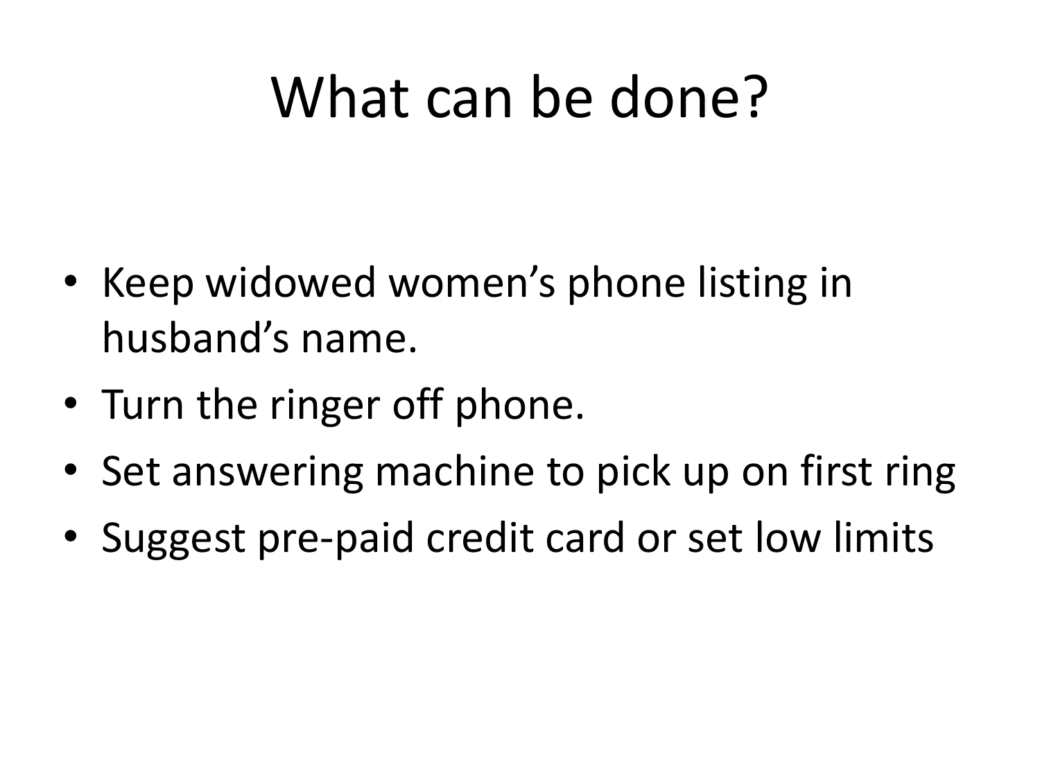# What can be done?

- Keep widowed women's phone listing in husband's name.
- Turn the ringer off phone.
- Set answering machine to pick up on first ring
- Suggest pre-paid credit card or set low limits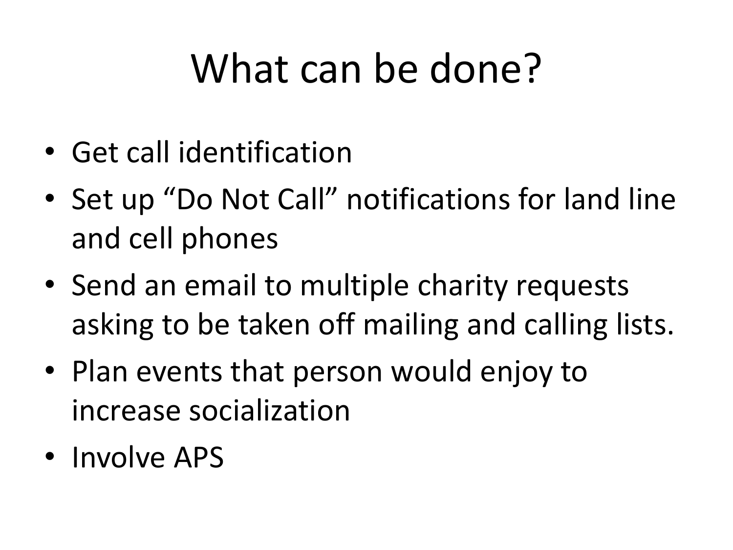# What can be done?

- Get call identification
- Set up “Do Not Call” notifications for land line and cell phones
- Send an email to multiple charity requests asking to be taken off mailing and calling lists.
- Plan events that person would enjoy to increase socialization
- Involve APS